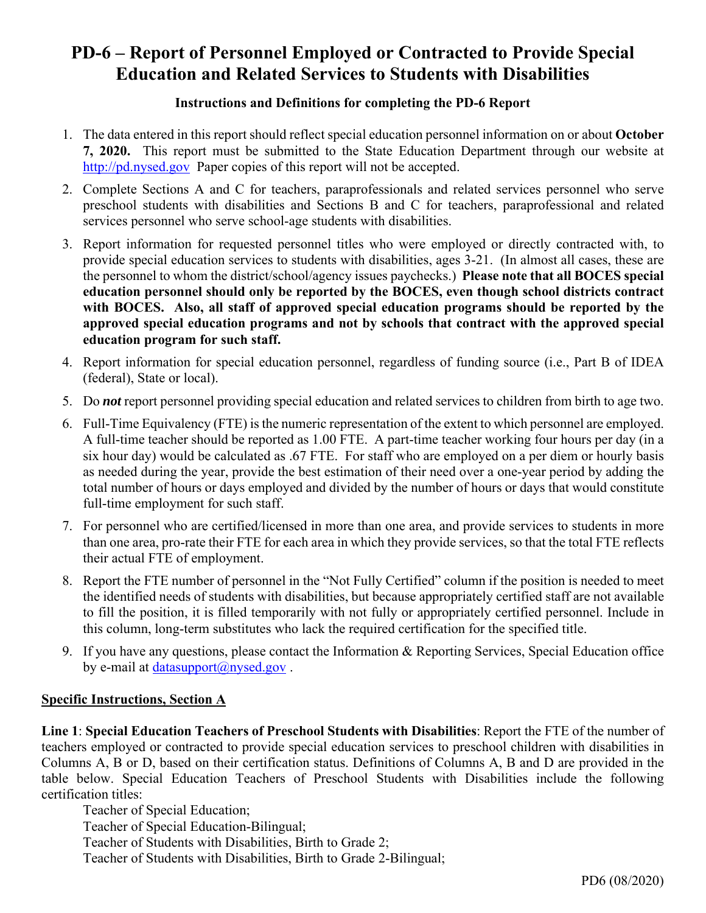# PD-6 – Report of Personnel Employed or Contracted to Provide Special Education and Related Services to Students with Disabilities

**Instructions and Definitions for completing the PD-6 Report**

1. The data entered in this report should reflect special education personnel information on or about **October 7, 2020.** This report must be submitted to the State Education Department through our website at http://pd.nysed.gov Paper copies of this report will not be accepted.

2. Complete Sections A and C for teachers, paraprofessionals and related services personnel who serve preschool students with disabilities and Sections B and C for teachers, paraprofessional and related services personnel who serve school-age students with disabilities.

3. Report information for requested personnel titles who were employed or directly contracted with, to provide special education services to students with disabilities, ages 3-21. (In almost all cases, these are the personnel to whom the district/school/agency issues paychecks.) **Please note that all BOCES special education personnel should only be reported by the BOCES, even though school districts contract with BOCES. Also, all staff of approved special education programs should be reported by the approved special education programs and not by schools that contract with the approved special education program for such staff.**

4. Report information for special education personnel, regardless of funding source (i.e., Part B of IDEA (federal), State or local).

5. Do ***not*** report personnel providing special education and related services to children from birth to age two.

6. Full-Time Equivalency (FTE) is the numeric representation of the extent to which personnel are employed. A full-time teacher should be reported as 1.00 FTE. A part-time teacher working four hours per day (in a six hour day) would be calculated as .67 FTE. For staff who are employed on a per diem or hourly basis as needed during the year, provide the best estimation of their need over a one-year period by adding the total number of hours or days employed and divided by the number of hours or days that would constitute full-time employment for such staff.

7. For personnel who are certified/licensed in more than one area, and provide services to students in more than one area, pro-rate their FTE for each area in which they provide services, so that the total FTE reflects their actual FTE of employment.

8. Report the FTE number of personnel in the "Not Fully Certified" column if the position is needed to meet the identified needs of students with disabilities, but because appropriately certified staff are not available to fill the position, it is filled temporarily with not fully or appropriately certified personnel. Include in this column, long-term substitutes who lack the required certification for the specified title.

9. If you have any questions, please contact the Information & Reporting Services, Special Education office by e-mail at datasupport@nysed.gov .

## Specific Instructions, Section A

**Line 1**: **Special Education Teachers of Preschool Students with Disabilities**: Report the FTE of the number of teachers employed or contracted to provide special education services to preschool children with disabilities in Columns A, B or D, based on their certification status. Definitions of Columns A, B and D are provided in the table below. Special Education Teachers of Preschool Students with Disabilities include the following certification titles:

Teacher of Special Education;
Teacher of Special Education-Bilingual;
Teacher of Students with Disabilities, Birth to Grade 2;
Teacher of Students with Disabilities, Birth to Grade 2-Bilingual;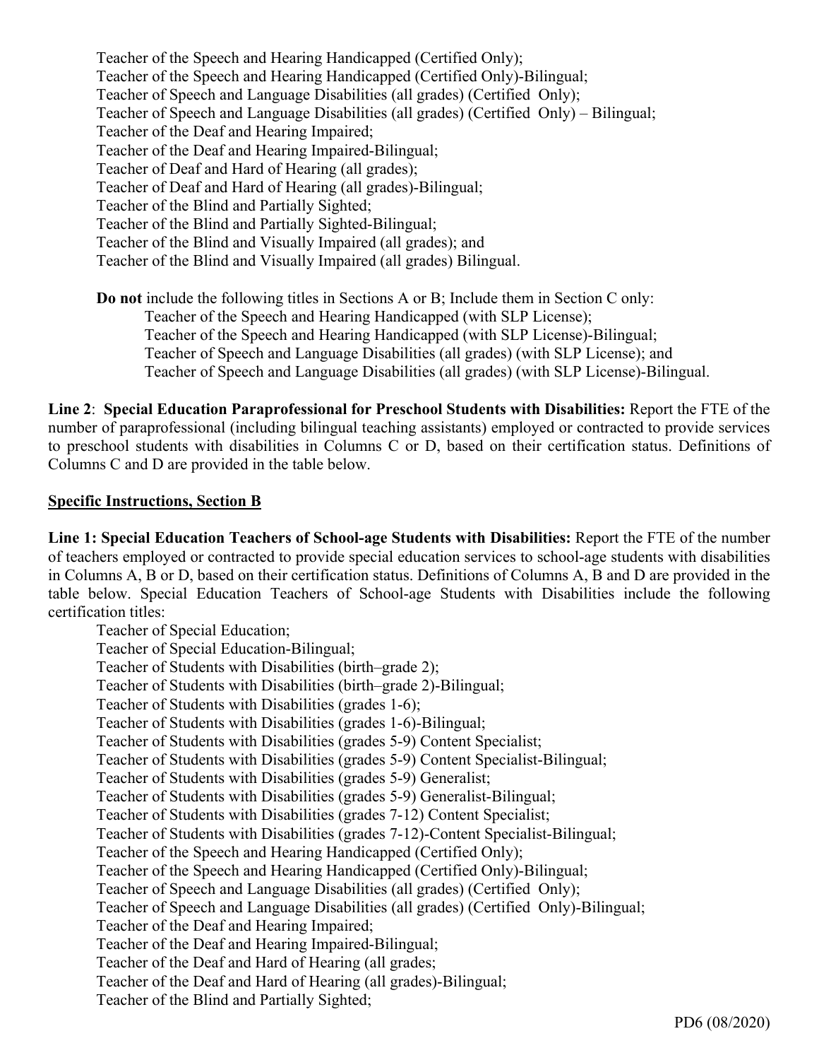Teacher of the Speech and Hearing Handicapped (Certified Only);
Teacher of the Speech and Hearing Handicapped (Certified Only)-Bilingual;
Teacher of Speech and Language Disabilities (all grades) (Certified Only);
Teacher of Speech and Language Disabilities (all grades) (Certified Only) – Bilingual;
Teacher of the Deaf and Hearing Impaired;
Teacher of the Deaf and Hearing Impaired-Bilingual;
Teacher of Deaf and Hard of Hearing (all grades);
Teacher of Deaf and Hard of Hearing (all grades)-Bilingual;
Teacher of the Blind and Partially Sighted;
Teacher of the Blind and Partially Sighted-Bilingual;
Teacher of the Blind and Visually Impaired (all grades); and
Teacher of the Blind and Visually Impaired (all grades) Bilingual.

**Do not** include the following titles in Sections A or B; Include them in Section C only:
Teacher of the Speech and Hearing Handicapped (with SLP License);
Teacher of the Speech and Hearing Handicapped (with SLP License)-Bilingual;
Teacher of Speech and Language Disabilities (all grades) (with SLP License); and
Teacher of Speech and Language Disabilities (all grades) (with SLP License)-Bilingual.

**Line 2**: **Special Education Paraprofessional for Preschool Students with Disabilities:** Report the FTE of the number of paraprofessional (including bilingual teaching assistants) employed or contracted to provide services to preschool students with disabilities in Columns C or D, based on their certification status. Definitions of Columns C and D are provided in the table below.

**Specific Instructions, Section B**

**Line 1: Special Education Teachers of School-age Students with Disabilities:** Report the FTE of the number of teachers employed or contracted to provide special education services to school-age students with disabilities in Columns A, B or D, based on their certification status. Definitions of Columns A, B and D are provided in the table below. Special Education Teachers of School-age Students with Disabilities include the following certification titles:

Teacher of Special Education;
Teacher of Special Education-Bilingual;
Teacher of Students with Disabilities (birth–grade 2);
Teacher of Students with Disabilities (birth–grade 2)-Bilingual;
Teacher of Students with Disabilities (grades 1-6);
Teacher of Students with Disabilities (grades 1-6)-Bilingual;
Teacher of Students with Disabilities (grades 5-9) Content Specialist;
Teacher of Students with Disabilities (grades 5-9) Content Specialist-Bilingual;
Teacher of Students with Disabilities (grades 5-9) Generalist;
Teacher of Students with Disabilities (grades 5-9) Generalist-Bilingual;
Teacher of Students with Disabilities (grades 7-12) Content Specialist;
Teacher of Students with Disabilities (grades 7-12)-Content Specialist-Bilingual;
Teacher of the Speech and Hearing Handicapped (Certified Only);
Teacher of the Speech and Hearing Handicapped (Certified Only)-Bilingual;
Teacher of Speech and Language Disabilities (all grades) (Certified Only);
Teacher of Speech and Language Disabilities (all grades) (Certified Only)-Bilingual;
Teacher of the Deaf and Hearing Impaired;
Teacher of the Deaf and Hearing Impaired-Bilingual;
Teacher of the Deaf and Hard of Hearing (all grades;
Teacher of the Deaf and Hard of Hearing (all grades)-Bilingual;
Teacher of the Blind and Partially Sighted;

PD6 (08/2020)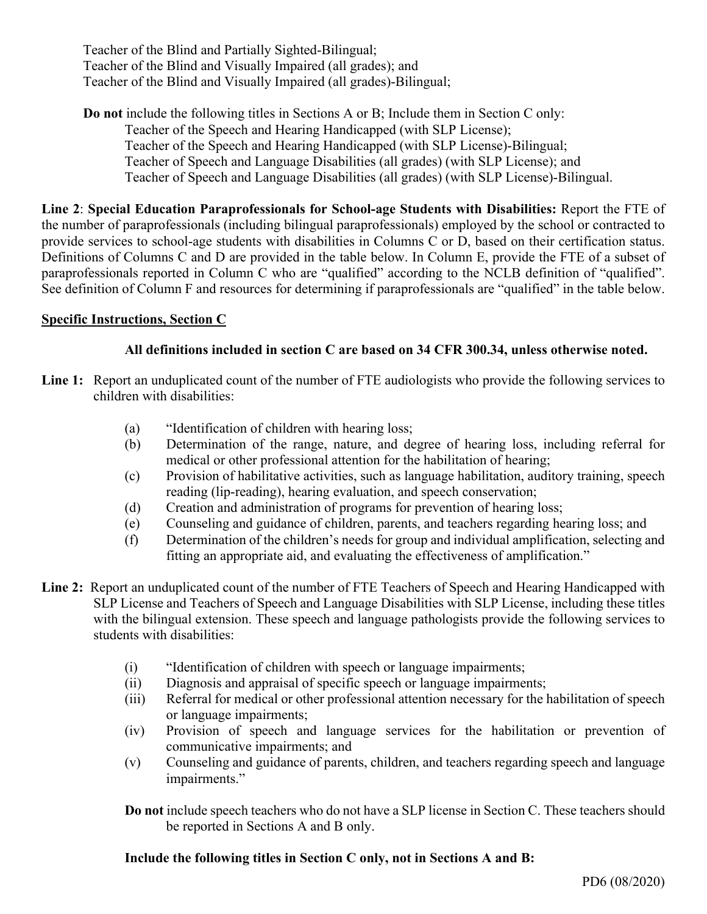Teacher of the Blind and Partially Sighted-Bilingual;
Teacher of the Blind and Visually Impaired (all grades); and
Teacher of the Blind and Visually Impaired (all grades)-Bilingual;

**Do not** include the following titles in Sections A or B; Include them in Section C only:
- Teacher of the Speech and Hearing Handicapped (with SLP License);
- Teacher of the Speech and Hearing Handicapped (with SLP License)-Bilingual;
- Teacher of Speech and Language Disabilities (all grades) (with SLP License); and
- Teacher of Speech and Language Disabilities (all grades) (with SLP License)-Bilingual.

**Line 2**: **Special Education Paraprofessionals for School-age Students with Disabilities:** Report the FTE of the number of paraprofessionals (including bilingual paraprofessionals) employed by the school or contracted to provide services to school-age students with disabilities in Columns C or D, based on their certification status. Definitions of Columns C and D are provided in the table below. In Column E, provide the FTE of a subset of paraprofessionals reported in Column C who are "qualified" according to the NCLB definition of "qualified". See definition of Column F and resources for determining if paraprofessionals are "qualified" in the table below.

## Specific Instructions, Section C

**All definitions included in section C are based on 34 CFR 300.34, unless otherwise noted.**

**Line 1:** Report an unduplicated count of the number of FTE audiologists who provide the following services to children with disabilities:

- (a) "Identification of children with hearing loss;
- (b) Determination of the range, nature, and degree of hearing loss, including referral for medical or other professional attention for the habilitation of hearing;
- (c) Provision of habilitative activities, such as language habilitation, auditory training, speech reading (lip-reading), hearing evaluation, and speech conservation;
- (d) Creation and administration of programs for prevention of hearing loss;
- (e) Counseling and guidance of children, parents, and teachers regarding hearing loss; and
- (f) Determination of the children's needs for group and individual amplification, selecting and fitting an appropriate aid, and evaluating the effectiveness of amplification."

**Line 2:** Report an unduplicated count of the number of FTE Teachers of Speech and Hearing Handicapped with SLP License and Teachers of Speech and Language Disabilities with SLP License, including these titles with the bilingual extension. These speech and language pathologists provide the following services to students with disabilities:

- (i) "Identification of children with speech or language impairments;
- (ii) Diagnosis and appraisal of specific speech or language impairments;
- (iii) Referral for medical or other professional attention necessary for the habilitation of speech or language impairments;
- (iv) Provision of speech and language services for the habilitation or prevention of communicative impairments; and
- (v) Counseling and guidance of parents, children, and teachers regarding speech and language impairments."

**Do not** include speech teachers who do not have a SLP license in Section C. These teachers should be reported in Sections A and B only.

**Include the following titles in Section C only, not in Sections A and B:**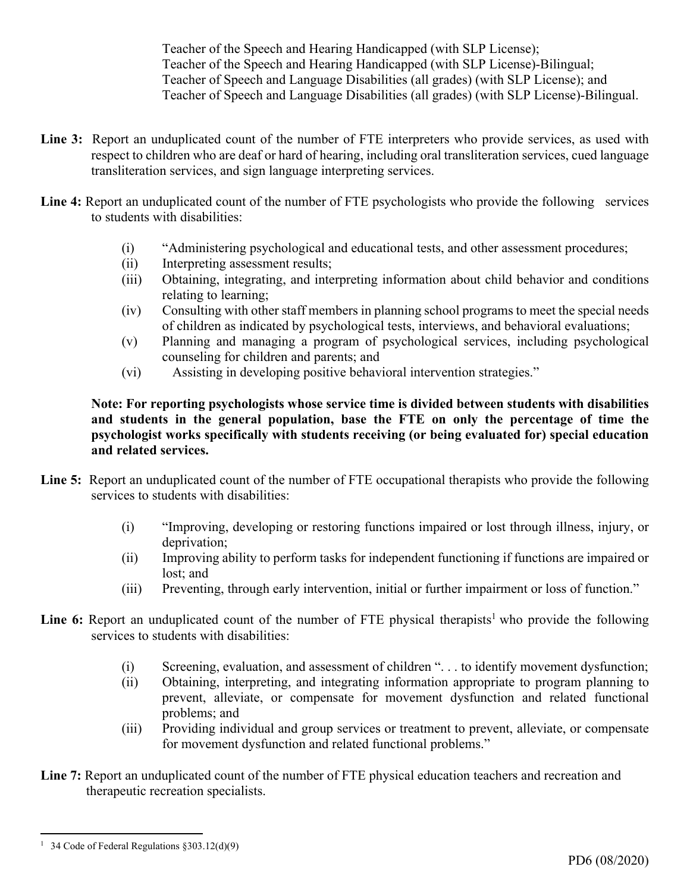Teacher of the Speech and Hearing Handicapped (with SLP License);
Teacher of the Speech and Hearing Handicapped (with SLP License)-Bilingual;
Teacher of Speech and Language Disabilities (all grades) (with SLP License); and
Teacher of Speech and Language Disabilities (all grades) (with SLP License)-Bilingual.

**Line 3:** Report an unduplicated count of the number of FTE interpreters who provide services, as used with respect to children who are deaf or hard of hearing, including oral transliteration services, cued language transliteration services, and sign language interpreting services.

**Line 4:** Report an unduplicated count of the number of FTE psychologists who provide the following services to students with disabilities:

- (i) "Administering psychological and educational tests, and other assessment procedures;
- (ii) Interpreting assessment results;
- (iii) Obtaining, integrating, and interpreting information about child behavior and conditions relating to learning;
- (iv) Consulting with other staff members in planning school programs to meet the special needs of children as indicated by psychological tests, interviews, and behavioral evaluations;
- (v) Planning and managing a program of psychological services, including psychological counseling for children and parents; and
- (vi) Assisting in developing positive behavioral intervention strategies."

**Note: For reporting psychologists whose service time is divided between students with disabilities and students in the general population, base the FTE on only the percentage of time the psychologist works specifically with students receiving (or being evaluated for) special education and related services.**

**Line 5:** Report an unduplicated count of the number of FTE occupational therapists who provide the following services to students with disabilities:

- (i) "Improving, developing or restoring functions impaired or lost through illness, injury, or deprivation;
- (ii) Improving ability to perform tasks for independent functioning if functions are impaired or lost; and
- (iii) Preventing, through early intervention, initial or further impairment or loss of function."

**Line 6:** Report an unduplicated count of the number of FTE physical therapists[1] who provide the following services to students with disabilities:

- (i) Screening, evaluation, and assessment of children ". . . to identify movement dysfunction;
- (ii) Obtaining, interpreting, and integrating information appropriate to program planning to prevent, alleviate, or compensate for movement dysfunction and related functional problems; and
- (iii) Providing individual and group services or treatment to prevent, alleviate, or compensate for movement dysfunction and related functional problems."

**Line 7:** Report an unduplicated count of the number of FTE physical education teachers and recreation and therapeutic recreation specialists.

---

[1] 34 Code of Federal Regulations §303.12(d)(9)

PD6 (08/2020)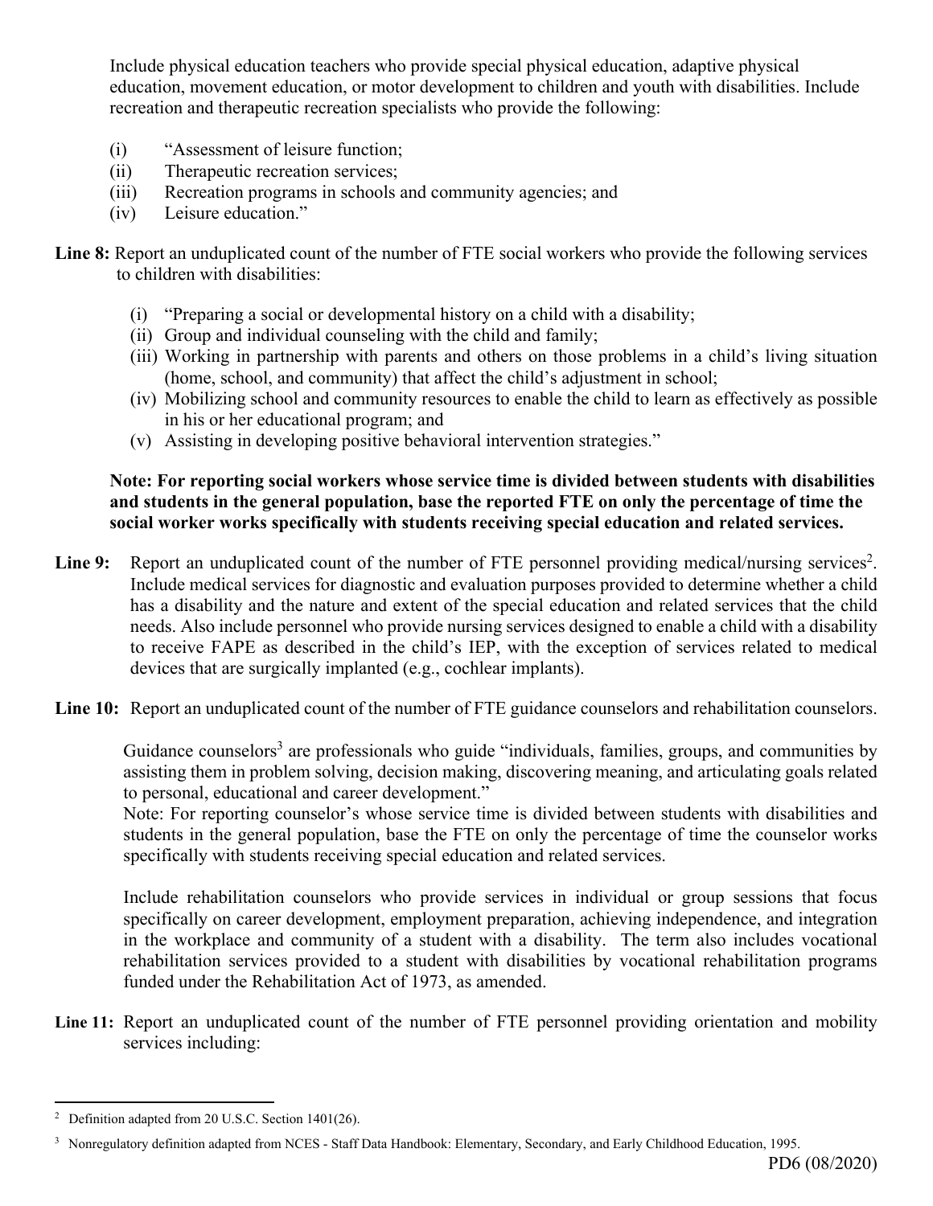Include physical education teachers who provide special physical education, adaptive physical education, movement education, or motor development to children and youth with disabilities. Include recreation and therapeutic recreation specialists who provide the following:

(i) "Assessment of leisure function;
(ii) Therapeutic recreation services;
(iii) Recreation programs in schools and community agencies; and
(iv) Leisure education."

**Line 8:** Report an unduplicated count of the number of FTE social workers who provide the following services to children with disabilities:

(i) "Preparing a social or developmental history on a child with a disability;
(ii) Group and individual counseling with the child and family;
(iii) Working in partnership with parents and others on those problems in a child's living situation (home, school, and community) that affect the child's adjustment in school;
(iv) Mobilizing school and community resources to enable the child to learn as effectively as possible in his or her educational program; and
(v) Assisting in developing positive behavioral intervention strategies."

**Note: For reporting social workers whose service time is divided between students with disabilities and students in the general population, base the reported FTE on only the percentage of time the social worker works specifically with students receiving special education and related services.**

**Line 9:** Report an unduplicated count of the number of FTE personnel providing medical/nursing services[2]. Include medical services for diagnostic and evaluation purposes provided to determine whether a child has a disability and the nature and extent of the special education and related services that the child needs. Also include personnel who provide nursing services designed to enable a child with a disability to receive FAPE as described in the child's IEP, with the exception of services related to medical devices that are surgically implanted (e.g., cochlear implants).

**Line 10:** Report an unduplicated count of the number of FTE guidance counselors and rehabilitation counselors.

Guidance counselors[3] are professionals who guide "individuals, families, groups, and communities by assisting them in problem solving, decision making, discovering meaning, and articulating goals related to personal, educational and career development."
Note: For reporting counselor's whose service time is divided between students with disabilities and students in the general population, base the FTE on only the percentage of time the counselor works specifically with students receiving special education and related services.

Include rehabilitation counselors who provide services in individual or group sessions that focus specifically on career development, employment preparation, achieving independence, and integration in the workplace and community of a student with a disability. The term also includes vocational rehabilitation services provided to a student with disabilities by vocational rehabilitation programs funded under the Rehabilitation Act of 1973, as amended.

**Line 11:** Report an unduplicated count of the number of FTE personnel providing orientation and mobility services including:

---

[2] Definition adapted from 20 U.S.C. Section 1401(26).

[3] Nonregulatory definition adapted from NCES - Staff Data Handbook: Elementary, Secondary, and Early Childhood Education, 1995.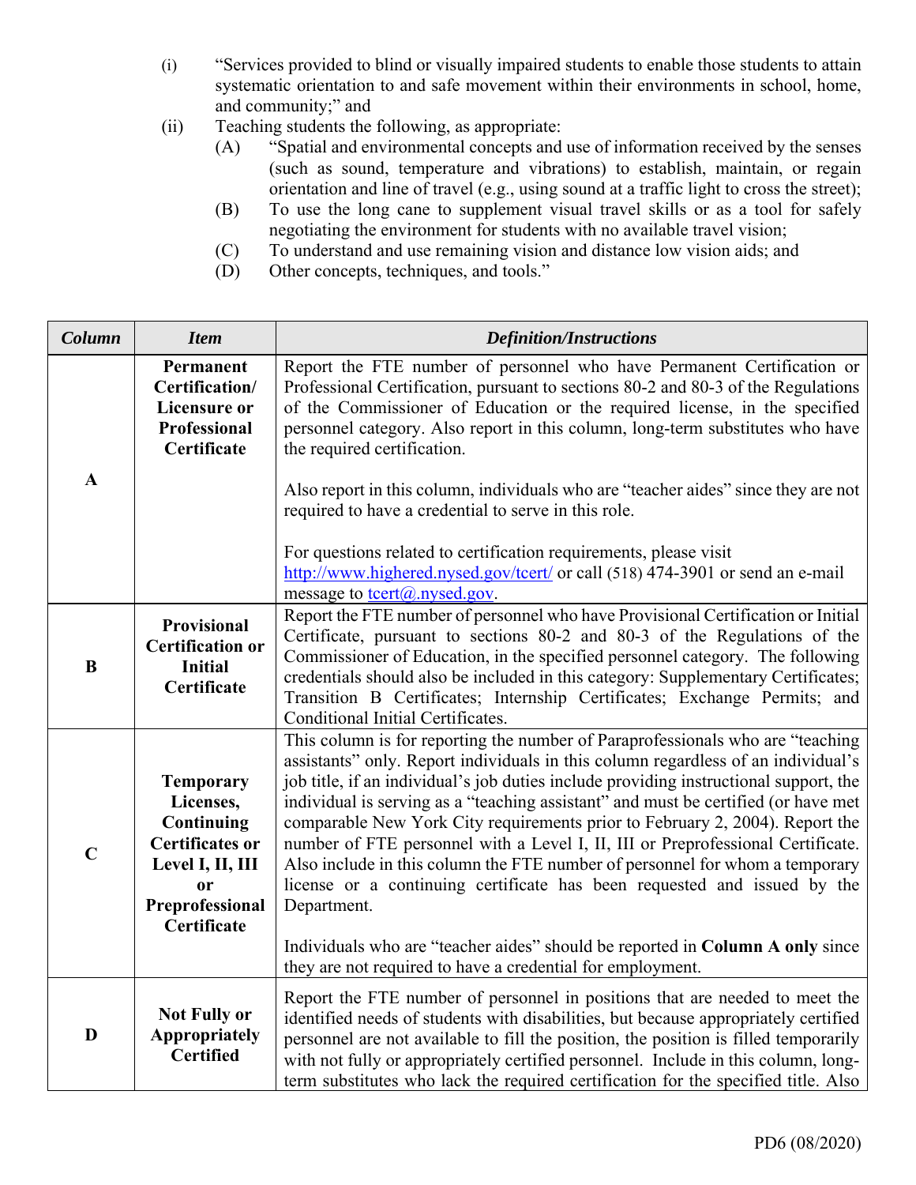(i) "Services provided to blind or visually impaired students to enable those students to attain systematic orientation to and safe movement within their environments in school, home, and community;" and

(ii) Teaching students the following, as appropriate:

  (A) "Spatial and environmental concepts and use of information received by the senses (such as sound, temperature and vibrations) to establish, maintain, or regain orientation and line of travel (e.g., using sound at a traffic light to cross the street);

  (B) To use the long cane to supplement visual travel skills or as a tool for safely negotiating the environment for students with no available travel vision;

  (C) To understand and use remaining vision and distance low vision aids; and

  (D) Other concepts, techniques, and tools."

| *Column* | *Item* | *Definition/Instructions* |
|---|---|---|
| **A** | **Permanent Certification/ Licensure or Professional Certificate** | Report the FTE number of personnel who have Permanent Certification or Professional Certification, pursuant to sections 80-2 and 80-3 of the Regulations of the Commissioner of Education or the required license, in the specified personnel category. Also report in this column, long-term substitutes who have the required certification.<br><br>Also report in this column, individuals who are "teacher aides" since they are not required to have a credential to serve in this role.<br><br>For questions related to certification requirements, please visit http://www.highered.nysed.gov/tcert/ or call (518) 474-3901 or send an e-mail message to tcert@.nysed.gov. |
| **B** | **Provisional Certification or Initial Certificate** | Report the FTE number of personnel who have Provisional Certification or Initial Certificate, pursuant to sections 80-2 and 80-3 of the Regulations of the Commissioner of Education, in the specified personnel category. The following credentials should also be included in this category: Supplementary Certificates; Transition B Certificates; Internship Certificates; Exchange Permits; and Conditional Initial Certificates. |
| **C** | **Temporary Licenses, Continuing Certificates or Level I, II, III or Preprofessional Certificate** | This column is for reporting the number of Paraprofessionals who are "teaching assistants" only. Report individuals in this column regardless of an individual's job title, if an individual's job duties include providing instructional support, the individual is serving as a "teaching assistant" and must be certified (or have met comparable New York City requirements prior to February 2, 2004). Report the number of FTE personnel with a Level I, II, III or Preprofessional Certificate. Also include in this column the FTE number of personnel for whom a temporary license or a continuing certificate has been requested and issued by the Department.<br><br>Individuals who are "teacher aides" should be reported in **Column A only** since they are not required to have a credential for employment. |
| **D** | **Not Fully or Appropriately Certified** | Report the FTE number of personnel in positions that are needed to meet the identified needs of students with disabilities, but because appropriately certified personnel are not available to fill the position, the position is filled temporarily with not fully or appropriately certified personnel. Include in this column, long-term substitutes who lack the required certification for the specified title. Also |

PD6 (08/2020)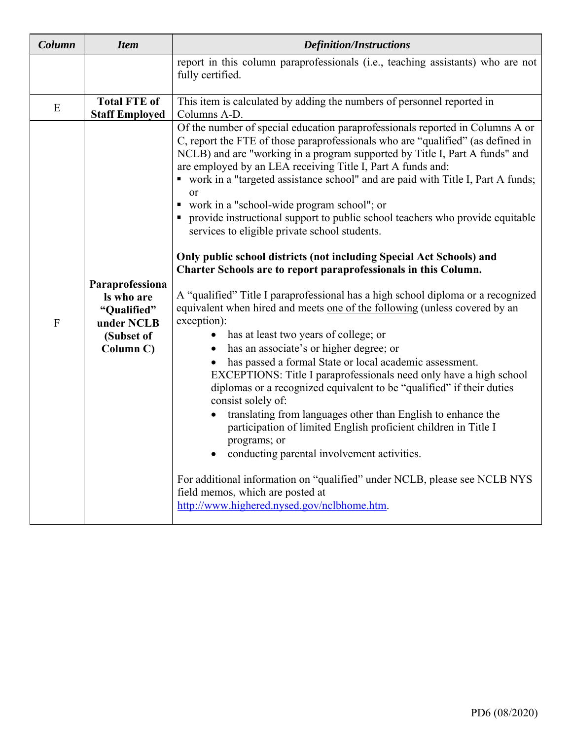| *Column* | *Item* | *Definition/Instructions* |
|---|---|---|
| | | report in this column paraprofessionals (i.e., teaching assistants) who are not fully certified. |
| E | **Total FTE of Staff Employed** | This item is calculated by adding the numbers of personnel reported in Columns A-D. |
| F | **Paraprofessionals who are "Qualified" under NCLB (Subset of Column C)** | Of the number of special education paraprofessionals reported in Columns A or C, report the FTE of those paraprofessionals who are "qualified" (as defined in NCLB) and are "working in a program supported by Title I, Part A funds" and are employed by an LEA receiving Title I, Part A funds and:<br>▪ work in a "targeted assistance school" and are paid with Title I, Part A funds; or<br>▪ work in a "school-wide program school"; or<br>▪ provide instructional support to public school teachers who provide equitable services to eligible private school students.<br><br>**Only public school districts (not including Special Act Schools) and Charter Schools are to report paraprofessionals in this Column.**<br><br>A "qualified" Title I paraprofessional has a high school diploma or a recognized equivalent when hired and meets <u>one of the following</u> (unless covered by an exception):<br>• has at least two years of college; or<br>• has an associate's or higher degree; or<br>• has passed a formal State or local academic assessment.<br>EXCEPTIONS: Title I paraprofessionals need only have a high school diplomas or a recognized equivalent to be "qualified" if their duties consist solely of:<br>• translating from languages other than English to enhance the participation of limited English proficient children in Title I programs; or<br>• conducting parental involvement activities.<br><br>For additional information on "qualified" under NCLB, please see NCLB NYS field memos, which are posted at http://www.highered.nysed.gov/nclbhome.htm. |

PD6 (08/2020)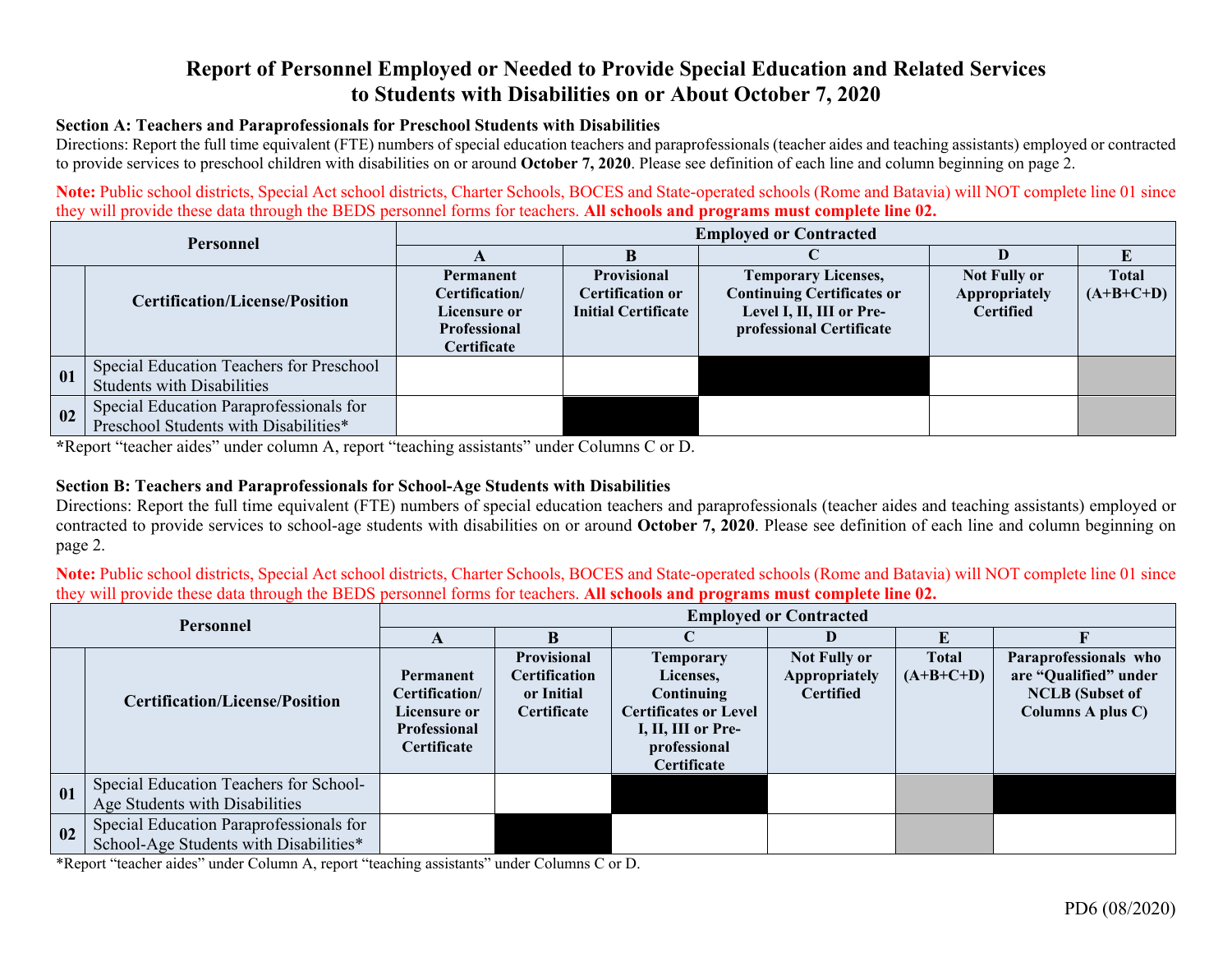# Report of Personnel Employed or Needed to Provide Special Education and Related Services to Students with Disabilities on or About October 7, 2020

**Section A: Teachers and Paraprofessionals for Preschool Students with Disabilities**

Directions: Report the full time equivalent (FTE) numbers of special education teachers and paraprofessionals (teacher aides and teaching assistants) employed or contracted to provide services to preschool children with disabilities on or around **October 7, 2020**. Please see definition of each line and column beginning on page 2.

**Note:** Public school districts, Special Act school districts, Charter Schools, BOCES and State-operated schools (Rome and Batavia) will NOT complete line 01 since they will provide these data through the BEDS personnel forms for teachers. **All schools and programs must complete line 02.**

| Personnel | | Employed or Contracted | | | | |
|---|---|---|---|---|---|---|
| | | A | B | C | D | E |
| | Certification/License/Position | Permanent Certification/ Licensure or Professional Certificate | Provisional Certification or Initial Certificate | Temporary Licenses, Continuing Certificates or Level I, II, III or Pre-professional Certificate | Not Fully or Appropriately Certified | Total (A+B+C+D) |
| 01 | Special Education Teachers for Preschool Students with Disabilities | | | | | |
| 02 | Special Education Paraprofessionals for Preschool Students with Disabilities* | | | | | |

*Report "teacher aides" under column A, report "teaching assistants" under Columns C or D.

**Section B: Teachers and Paraprofessionals for School-Age Students with Disabilities**

Directions: Report the full time equivalent (FTE) numbers of special education teachers and paraprofessionals (teacher aides and teaching assistants) employed or contracted to provide services to school-age students with disabilities on or around **October 7, 2020**. Please see definition of each line and column beginning on page 2.

**Note:** Public school districts, Special Act school districts, Charter Schools, BOCES and State-operated schools (Rome and Batavia) will NOT complete line 01 since they will provide these data through the BEDS personnel forms for teachers. **All schools and programs must complete line 02.**

| Personnel | | Employed or Contracted | | | | | |
|---|---|---|---|---|---|---|---|
| | | A | B | C | D | E | F |
| | Certification/License/Position | Permanent Certification/ Licensure or Professional Certificate | Provisional Certification or Initial Certificate | Temporary Licenses, Continuing Certificates or Level I, II, III or Pre-professional Certificate | Not Fully or Appropriately Certified | Total (A+B+C+D) | Paraprofessionals who are "Qualified" under NCLB (Subset of Columns A plus C) |
| 01 | Special Education Teachers for School-Age Students with Disabilities | | | | | | |
| 02 | Special Education Paraprofessionals for School-Age Students with Disabilities* | | | | | | |

*Report "teacher aides" under Column A, report "teaching assistants" under Columns C or D.

PD6 (08/2020)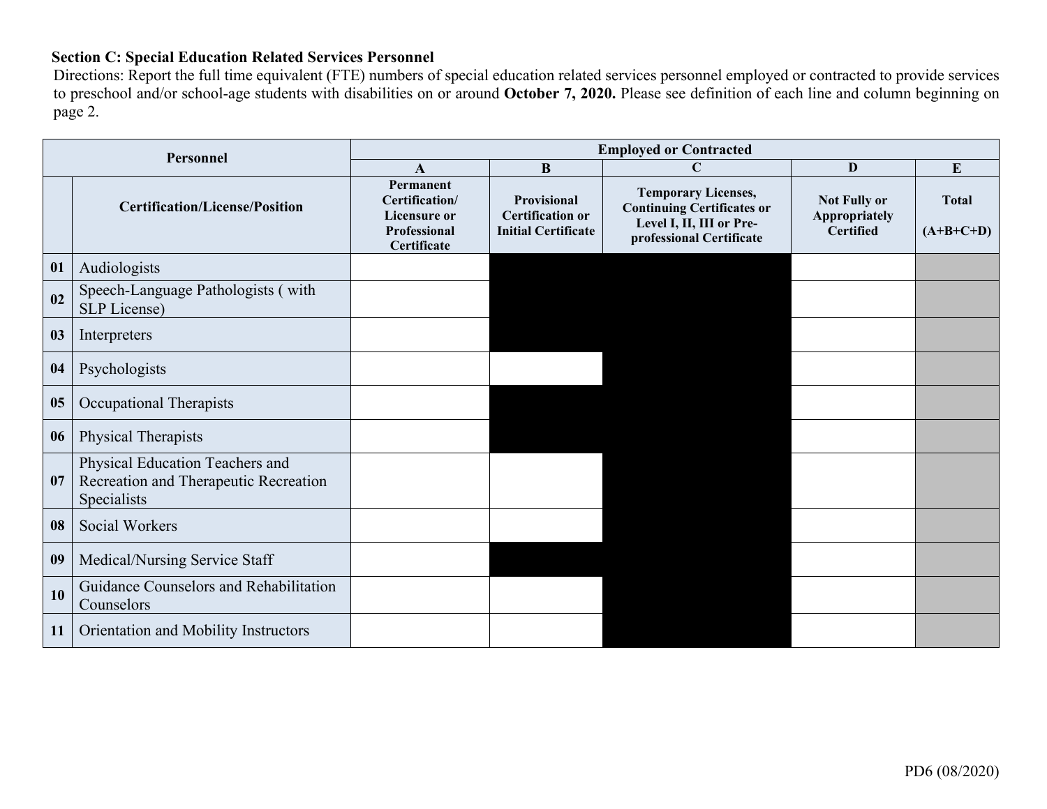**Section C: Special Education Related Services Personnel**

Directions: Report the full time equivalent (FTE) numbers of special education related services personnel employed or contracted to provide services to preschool and/or school-age students with disabilities on or around **October 7, 2020.** Please see definition of each line and column beginning on page 2.

| Personnel | | Employed or Contracted | | | | |
|---|---|---|---|---|---|---|
| | | A | B | C | D | E |
| | Certification/License/Position | Permanent Certification/ Licensure or Professional Certificate | Provisional Certification or Initial Certificate | Temporary Licenses, Continuing Certificates or Level I, II, III or Pre-professional Certificate | Not Fully or Appropriately Certified | Total (A+B+C+D) |
| 01 | Audiologists | | | | | |
| 02 | Speech-Language Pathologists ( with SLP License) | | | | | |
| 03 | Interpreters | | | | | |
| 04 | Psychologists | | | | | |
| 05 | Occupational Therapists | | | | | |
| 06 | Physical Therapists | | | | | |
| 07 | Physical Education Teachers and Recreation and Therapeutic Recreation Specialists | | | | | |
| 08 | Social Workers | | | | | |
| 09 | Medical/Nursing Service Staff | | | | | |
| 10 | Guidance Counselors and Rehabilitation Counselors | | | | | |
| 11 | Orientation and Mobility Instructors | | | | | |

PD6 (08/2020)